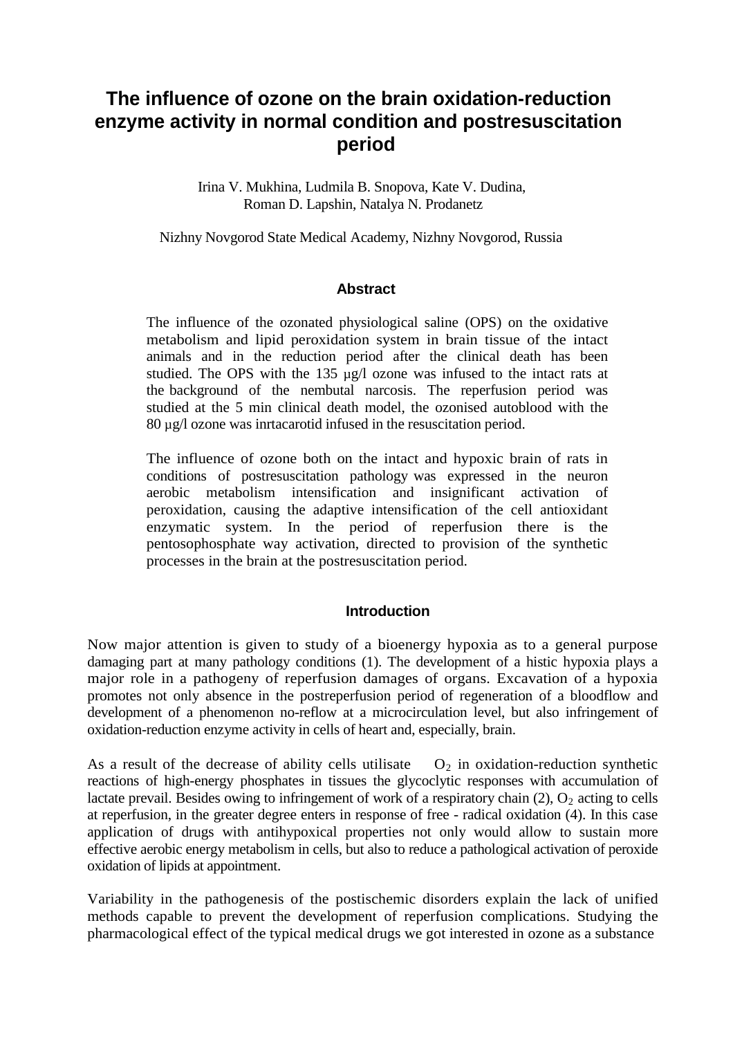# The influence of ozone on the brain oxidation-reduction enzyme activity in normal condition and postresuscitation period

Irina V. Mukhina, Ludmila B. Snopova, Kate V. Dudina, Roman D. Lapshin, Natalya N. Prodanetz

Nizhny Novgorod State Medical Academy, Nizhny Novgorod, Russia

## Abstract

The influence of the ozonated physiological saline (OPS) on the oxidative metabolism and lipid peroxidation system in brain tissue of the intact animals and in the reduction period after the clinical death has been studied. The OPS with the 135 µg/l ozone was infused to the intact rats at the background of the nembutal narcosis. The reperfusion period was studied at the 5 min clinical death model, the ozonised autoblood with the 80 µg/l ozone was inrtacarotid infused in the resuscitation period.

The influence of ozone both on the intact and hypoxic brain of rats in conditions of postresuscitation pathology was expressed in the neuron aerobic metabolism intensification and insignificant activation of peroxidation, causing the adaptive intensification of the cell antioxidant enzymatic system. In the period of reperfusion there is the pentosophosphate way activation, directed to provision of the synthetic processes in the brain at the postresuscitation period.

## Introduction

Now major attention is given to study of a bioenergy hypoxia as to a general purpose damaging part at many pathology conditions (1). The development of a histic hypoxia plays a major role in a pathogeny of reperfusion damages of organs. Excavation of a hypoxia promotes not only absence in the postreperfusion period of regeneration of a bloodflow and development of a phenomenon no-reflow at a microcirculation level, but also infringement of oxidation-reduction enzyme activity in cells of heart and, especially, brain.

As a result of the decrease of ability cells utilisate $O_2$ in oxidation-reduction synthetic reactions of high-energy phosphates in tissues the glycoclytic responses with accumulation of lactate prevail. Besides owing to infringement of work of a respiratory chain (2), $O_2$ acting to cells at reperfusion, in the greater degree enters in response of free - radical oxidation (4). In this case application of drugs with antihypoxical properties not only would allow to sustain more effective aerobic energy metabolism in cells, but also to reduce a pathological activation of peroxide oxidation of lipids at appointment.

Variability in the pathogenesis of the postischemic disorders explain the lack of unified methods capable to prevent the development of reperfusion complications. Studying the pharmacological effect of the typical medical drugs we got interested in ozone as a substance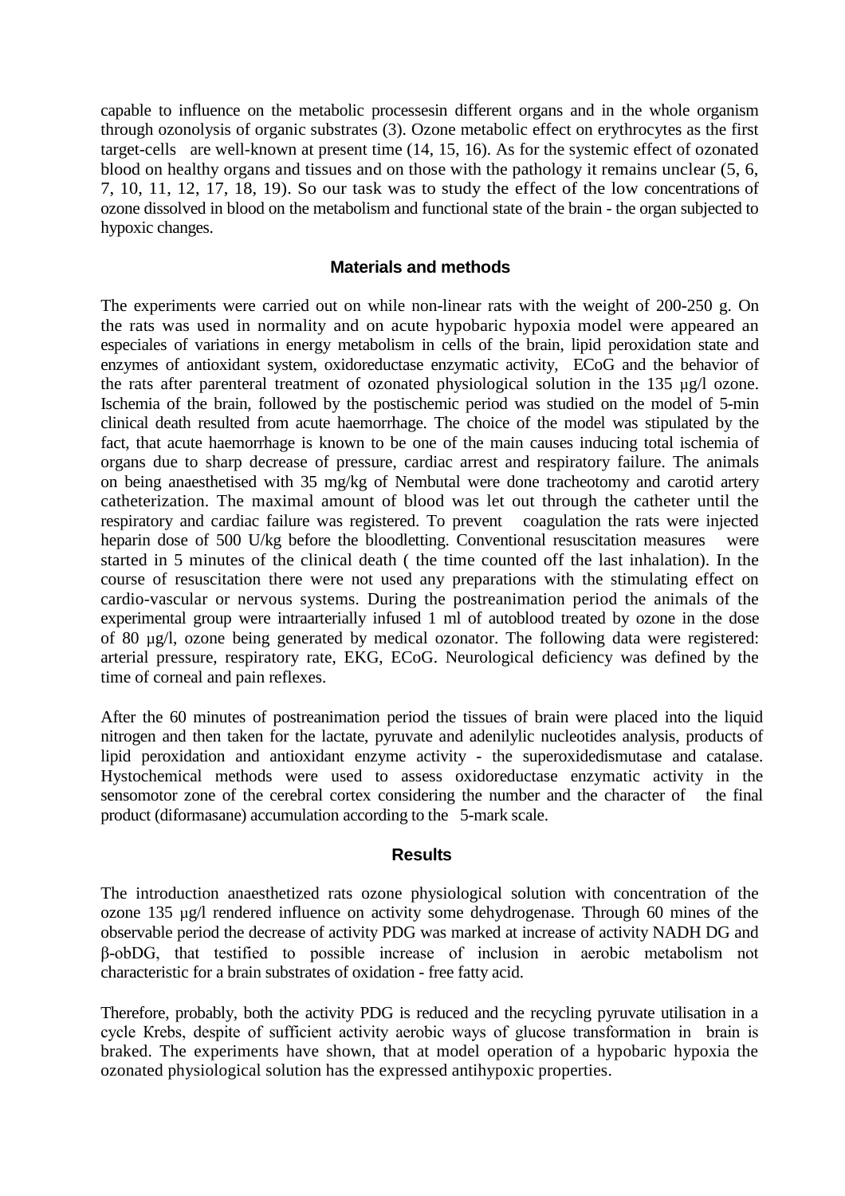capable to influence on the metabolic processesin different organs and in the whole organism through ozonolysis of organic substrates (3). Ozone metabolic effect on erythrocytes as the first target-cells are well-known at present time (14, 15, 16). As for the systemic effect of ozonated blood on healthy organs and tissues and on those with the pathology it remains unclear (5, 6, 7, 10, 11, 12, 17, 18, 19). So our task was to study the effect of the low concentrations of ozone dissolved in blood on the metabolism and functional state of the brain - the organ subjected to hypoxic changes.

## Materials and methods

The experiments were carried out on while non-linear rats with the weight of 200-250 g. On the rats was used in normality and on acute hypobaric hypoxia model were appeared an especiales of variations in energy metabolism in cells of the brain, lipid peroxidation state and enzymes of antioxidant system, oxidoreductase enzymatic activity, ECoG and the behavior of the rats after parenteral treatment of ozonated physiological solution in the 135 µg/l ozone. Ischemia of the brain, followed by the postischemic period was studied on the model of 5-min clinical death resulted from acute haemorrhage. The choice of the model was stipulated by the fact, that acute haemorrhage is known to be one of the main causes inducing total ischemia of organs due to sharp decrease of pressure, cardiac arrest and respiratory failure. The animals on being anaesthetised with 35 mg/kg of Nembutal were done tracheotomy and carotid artery catheterization. The maximal amount of blood was let out through the catheter until the respiratory and cardiac failure was registered. To prevent coagulation the rats were injected heparin dose of 500 U/kg before the bloodletting. Conventional resuscitation measures were started in 5 minutes of the clinical death ( the time counted off the last inhalation). In the course of resuscitation there were not used any preparations with the stimulating effect on cardio-vascular or nervous systems. During the postreanimation period the animals of the experimental group were intraarterially infused 1 ml of autoblood treated by ozone in the dose of 80 µg/l, ozone being generated by medical ozonator. The following data were registered: arterial pressure, respiratory rate, EKG, ECoG. Neurological deficiency was defined by the time of corneal and pain reflexes.

After the 60 minutes of postreanimation period the tissues of brain were placed into the liquid nitrogen and then taken for the lactate, pyruvate and adenilylic nucleotides analysis, products of lipid peroxidation and antioxidant enzyme activity - the superoxidedismutase and catalase. Hystochemical methods were used to assess oxidoreductase enzymatic activity in the sensomotor zone of the cerebral cortex considering the number and the character of the final product (diformasane) accumulation according to the 5-mark scale.

## Results

The introduction anaesthetized rats ozone physiological solution with concentration of the ozone 135 µg/l rendered influence on activity some dehydrogenase. Through 60 mines of the observable period the decrease of activity PDG was marked at increase of activity NADH DG and β-obDG, that testified to possible increase of inclusion in aerobic metabolism not characteristic for a brain substrates of oxidation - free fatty acid.

Therefore, probably, both the activity PDG is reduced and the recycling pyruvate utilisation in a cycle Krebs, despite of sufficient activity aerobic ways of glucose transformation in brain is braked. The experiments have shown, that at model operation of a hypobaric hypoxia the ozonated physiological solution has the expressed antihypoxic properties.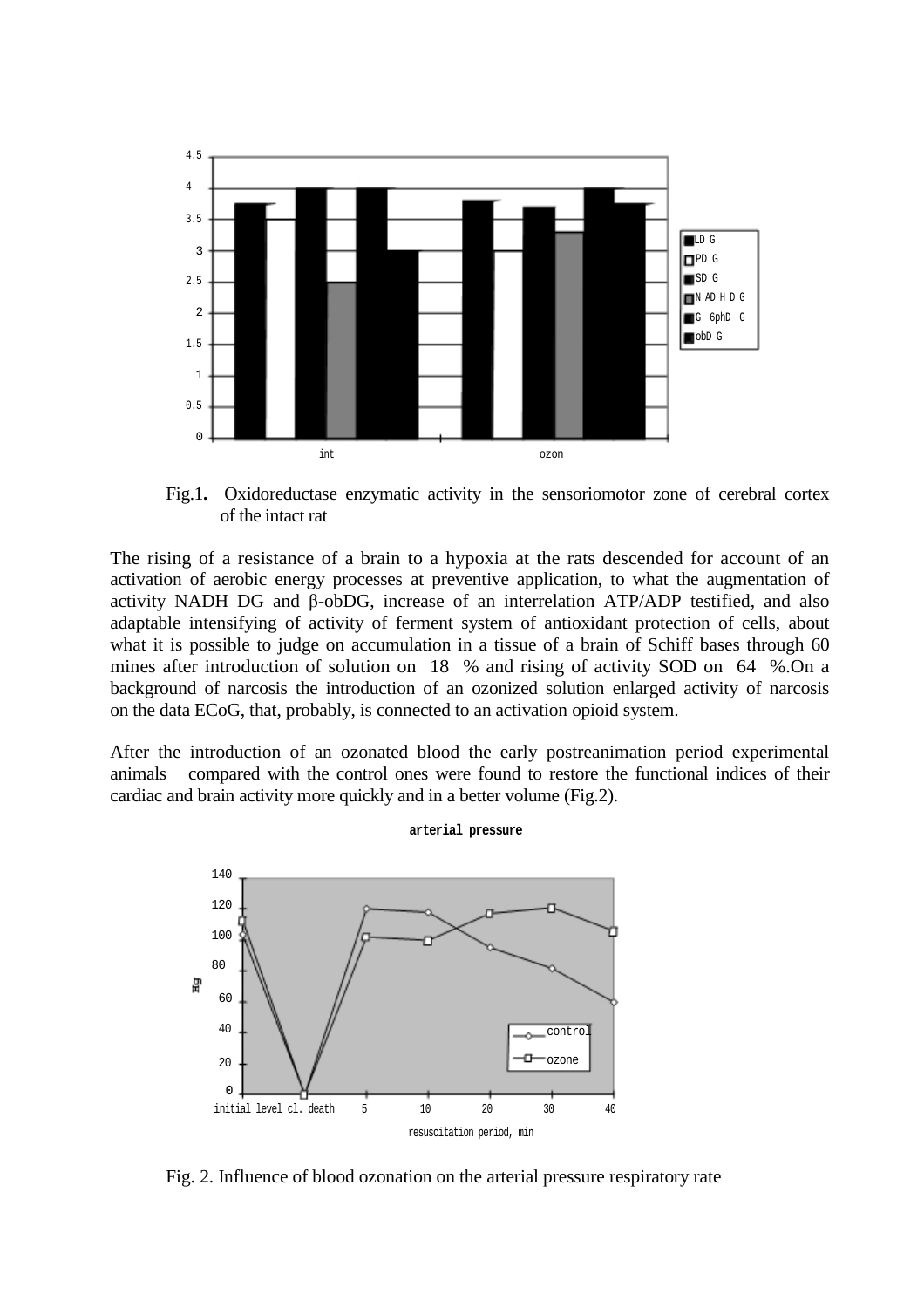Fig.1. Oxidoreductase enzymatic activity in the sensoriomotor zone of cerebral cortex of the intact rat

The rising of a resistance of a brain to a hypoxia at the rats descended for account of an activation of aerobic energy processes at preventive application, to what the augmentation of activity NADH DG and β-obDG, increase of an interrelation ATP/ADP testified, and also adaptable intensifying of activity of ferment system of antioxidant protection of cells, about what it is possible to judge on accumulation in a tissue of a brain of Schiff bases through 60 mines after introduction of solution on 18 % and rising of activity SOD on 64 %.On a background of narcosis the introduction of an ozonized solution enlarged activity of narcosis on the data ECoG, that, probably, is connected to an activation opioid system.

After the introduction of an ozonated blood the early postreanimation period experimental animals compared with the control ones were found to restore the functional indices of their cardiac and brain activity more quickly and in a better volume (Fig.2).

Fig. 2. Influence of blood ozonation on the arterial pressure respiratory rate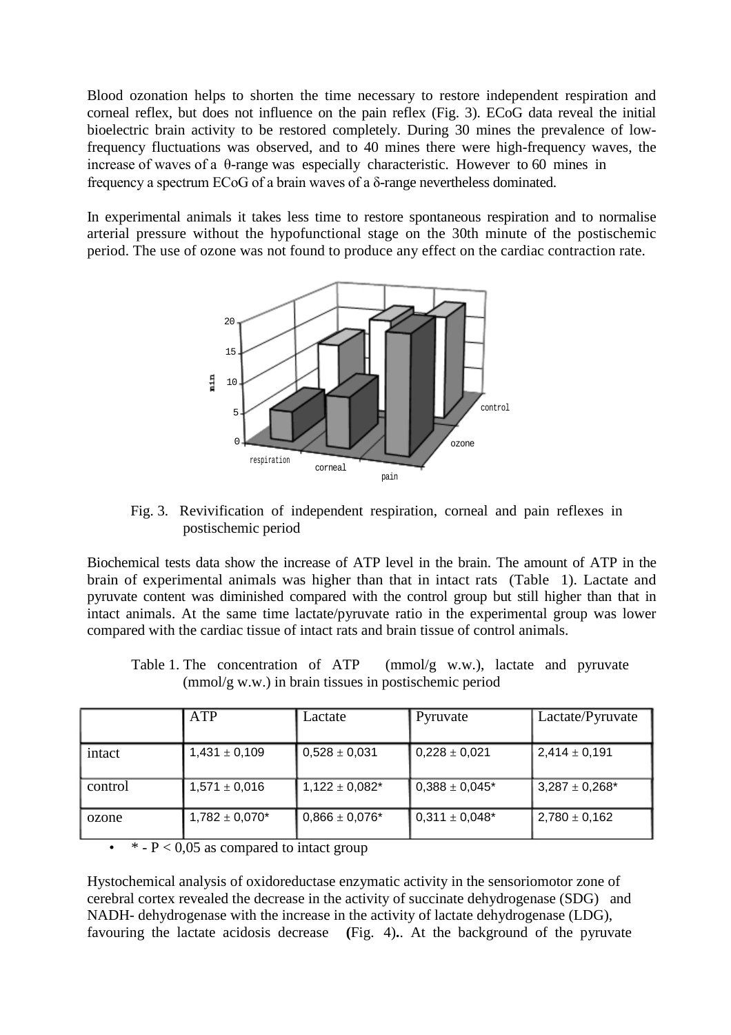Blood ozonation helps to shorten the time necessary to restore independent respiration and corneal reflex, but does not influence on the pain reflex (Fig. 3). ECoG data reveal the initial bioelectric brain activity to be restored completely. During 30 mines the prevalence of low-frequency fluctuations was observed, and to 40 mines there were high-frequency waves, the increase of waves of a θ-range was especially characteristic. However to 60 mines in frequency a spectrum ECoG of a brain waves of a δ-range nevertheless dominated.

In experimental animals it takes less time to restore spontaneous respiration and to normalise arterial pressure without the hypofunctional stage on the 30th minute of the postischemic period. The use of ozone was not found to produce any effect on the cardiac contraction rate.

Fig. 3. Revivification of independent respiration, corneal and pain reflexes in postischemic period

Biochemical tests data show the increase of ATP level in the brain. The amount of ATP in the brain of experimental animals was higher than that in intact rats (Table 1). Lactate and pyruvate content was diminished compared with the control group but still higher than that in intact animals. At the same time lactate/pyruvate ratio in the experimental group was lower compared with the cardiac tissue of intact rats and brain tissue of control animals.

Table 1. The concentration of ATP (mmol/g w.w.), lactate and pyruvate (mmol/g w.w.) in brain tissues in postischemic period

| | ATP | Lactate | Pyruvate | Lactate/Pyruvate |
|---|---|---|---|---|
| intact | 1,431 ± 0,109 | 0,528 ± 0,031 | 0,228 ± 0,021 | 2,414 ± 0,191 |
| control | 1,571 ± 0,016 | 1,122 ± 0,082* | 0,388 ± 0,045* | 3,287 ± 0,268* |
| ozone | 1,782 ± 0,070* | 0,866 ± 0,076* | 0,311 ± 0,048* | 2,780 ± 0,162 |

- * - $P < 0,05$ as compared to intact group

Hystochemical analysis of oxidoreductase enzymatic activity in the sensoriomotor zone of cerebral cortex revealed the decrease in the activity of succinate dehydrogenase (SDG) and NADH- dehydrogenase with the increase in the activity of lactate dehydrogenase (LDG), favouring the lactate acidosis decrease **(**Fig. 4)**.**. At the background of the pyruvate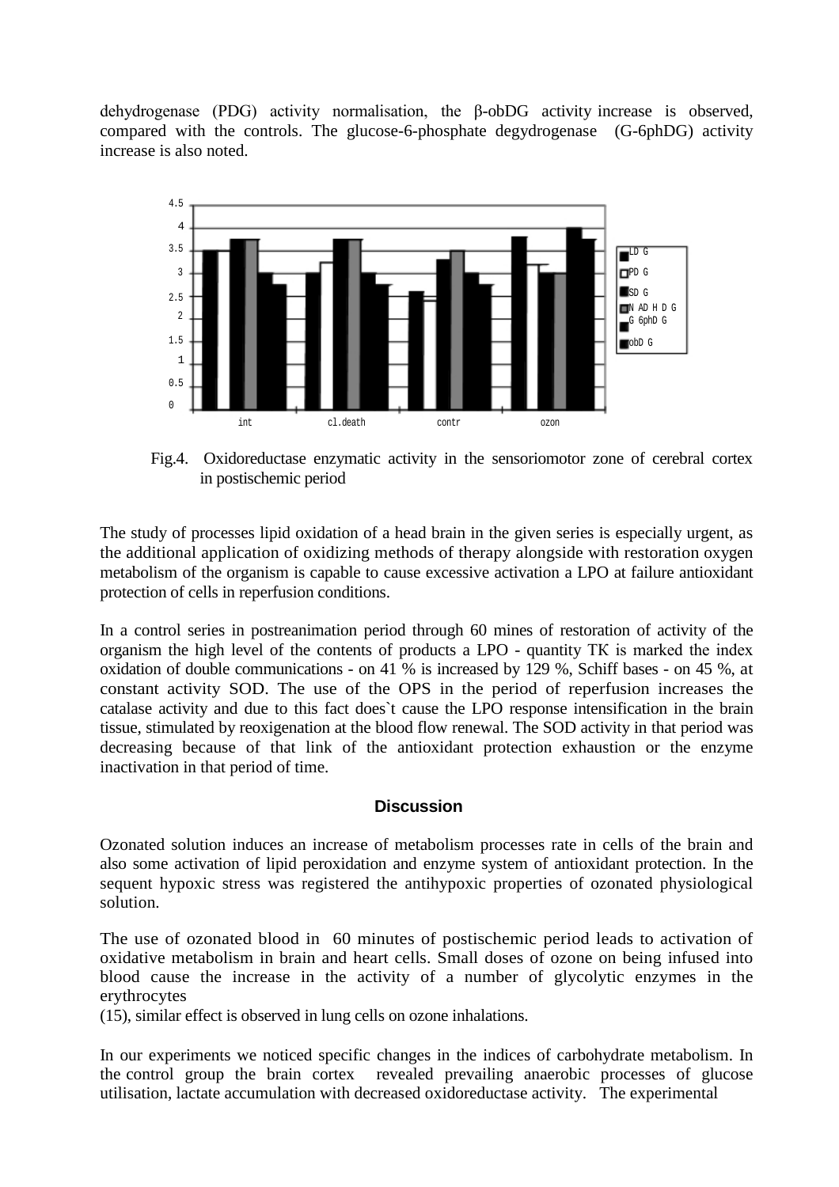dehydrogenase (PDG) activity normalisation, the β-obDG activity increase is observed, compared with the controls. The glucose-6-phosphate degydrogenase (G-6phDG) activity increase is also noted.

Fig.4. Oxidoreductase enzymatic activity in the sensoriomotor zone of cerebral cortex in postischemic period

The study of processes lipid oxidation of a head brain in the given series is especially urgent, as the additional application of oxidizing methods of therapy alongside with restoration oxygen metabolism of the organism is capable to cause excessive activation a LPO at failure antioxidant protection of cells in reperfusion conditions.

In a control series in postreanimation period through 60 mines of restoration of activity of the organism the high level of the contents of products a LPO - quantity TK is marked the index oxidation of double communications - on 41 % is increased by 129 %, Schiff bases - on 45 %, at constant activity SOD. The use of the OPS in the period of reperfusion increases the catalase activity and due to this fact does`t cause the LPO response intensification in the brain tissue, stimulated by reoxigenation at the blood flow renewal. The SOD activity in that period was decreasing because of that link of the antioxidant protection exhaustion or the enzyme inactivation in that period of time.

## Discussion

Ozonated solution induces an increase of metabolism processes rate in cells of the brain and also some activation of lipid peroxidation and enzyme system of antioxidant protection. In the sequent hypoxic stress was registered the antihypoxic properties of ozonated physiological solution.

The use of ozonated blood in 60 minutes of postischemic period leads to activation of oxidative metabolism in brain and heart cells. Small doses of ozone on being infused into blood cause the increase in the activity of a number of glycolytic enzymes in the erythrocytes (15), similar effect is observed in lung cells on ozone inhalations.

In our experiments we noticed specific changes in the indices of carbohydrate metabolism. In the control group the brain cortex revealed prevailing anaerobic processes of glucose utilisation, lactate accumulation with decreased oxidoreductase activity. The experimental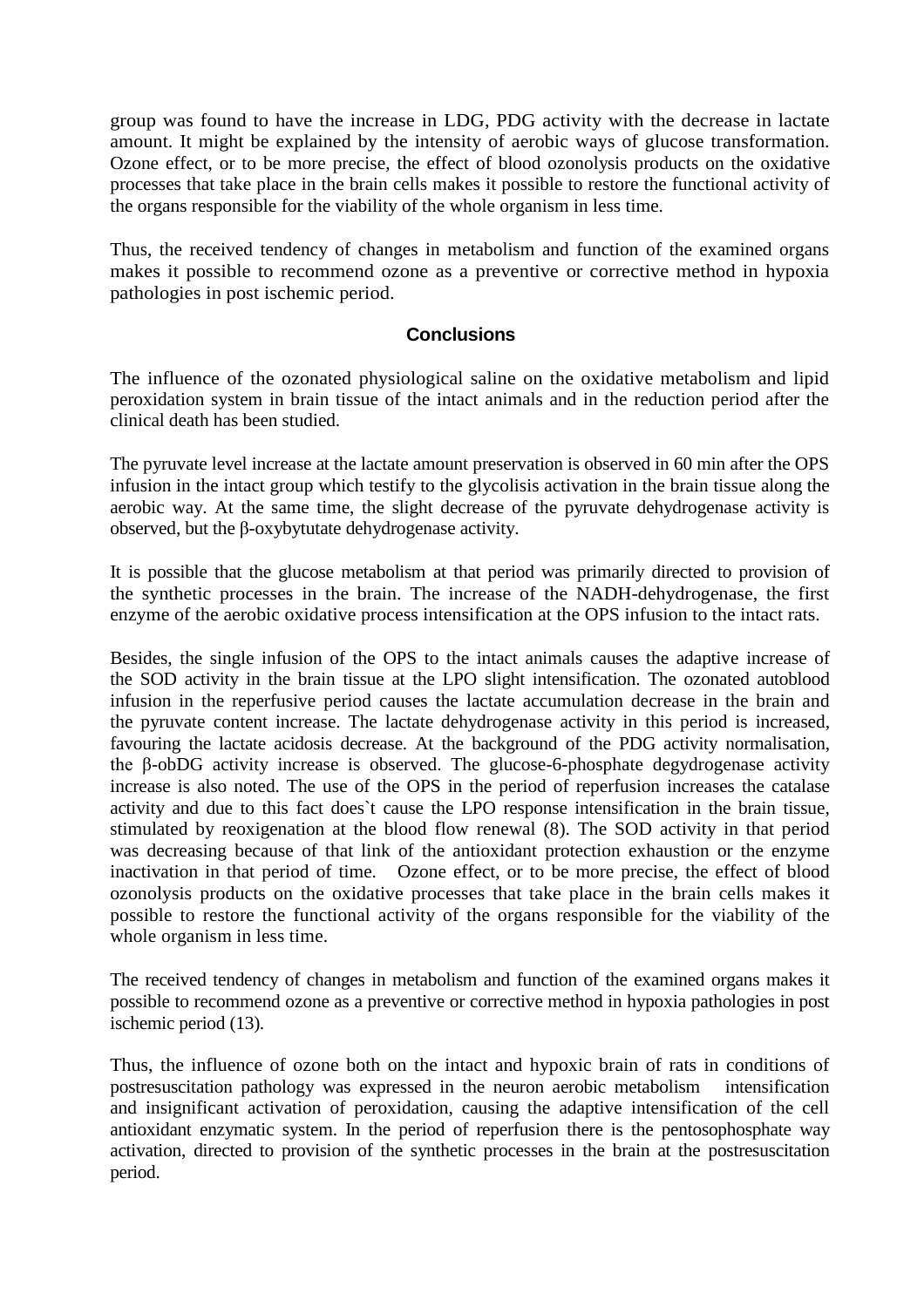group was found to have the increase in LDG, PDG activity with the decrease in lactate amount. It might be explained by the intensity of aerobic ways of glucose transformation. Ozone effect, or to be more precise, the effect of blood ozonolysis products on the oxidative processes that take place in the brain cells makes it possible to restore the functional activity of the organs responsible for the viability of the whole organism in less time.

Thus, the received tendency of changes in metabolism and function of the examined organs makes it possible to recommend ozone as a preventive or corrective method in hypoxia pathologies in post ischemic period.

## Conclusions

The influence of the ozonated physiological saline on the oxidative metabolism and lipid peroxidation system in brain tissue of the intact animals and in the reduction period after the clinical death has been studied.

The pyruvate level increase at the lactate amount preservation is observed in 60 min after the OPS infusion in the intact group which testify to the glycolisis activation in the brain tissue along the aerobic way. At the same time, the slight decrease of the pyruvate dehydrogenase activity is observed, but the β-oxybytutate dehydrogenase activity.

It is possible that the glucose metabolism at that period was primarily directed to provision of the synthetic processes in the brain. The increase of the NADH-dehydrogenase, the first enzyme of the aerobic oxidative process intensification at the OPS infusion to the intact rats.

Besides, the single infusion of the OPS to the intact animals causes the adaptive increase of the SOD activity in the brain tissue at the LPO slight intensification. The ozonated autoblood infusion in the reperfusive period causes the lactate accumulation decrease in the brain and the pyruvate content increase. The lactate dehydrogenase activity in this period is increased, favouring the lactate acidosis decrease. At the background of the PDG activity normalisation, the β-obDG activity increase is observed. The glucose-6-phosphate degydrogenase activity increase is also noted. The use of the OPS in the period of reperfusion increases the catalase activity and due to this fact does`t cause the LPO response intensification in the brain tissue, stimulated by reoxigenation at the blood flow renewal (8). The SOD activity in that period was decreasing because of that link of the antioxidant protection exhaustion or the enzyme inactivation in that period of time. Ozone effect, or to be more precise, the effect of blood ozonolysis products on the oxidative processes that take place in the brain cells makes it possible to restore the functional activity of the organs responsible for the viability of the whole organism in less time.

The received tendency of changes in metabolism and function of the examined organs makes it possible to recommend ozone as a preventive or corrective method in hypoxia pathologies in post ischemic period (13).

Thus, the influence of ozone both on the intact and hypoxic brain of rats in conditions of postresuscitation pathology was expressed in the neuron aerobic metabolism intensification and insignificant activation of peroxidation, causing the adaptive intensification of the cell antioxidant enzymatic system. In the period of reperfusion there is the pentosophosphate way activation, directed to provision of the synthetic processes in the brain at the postresuscitation period.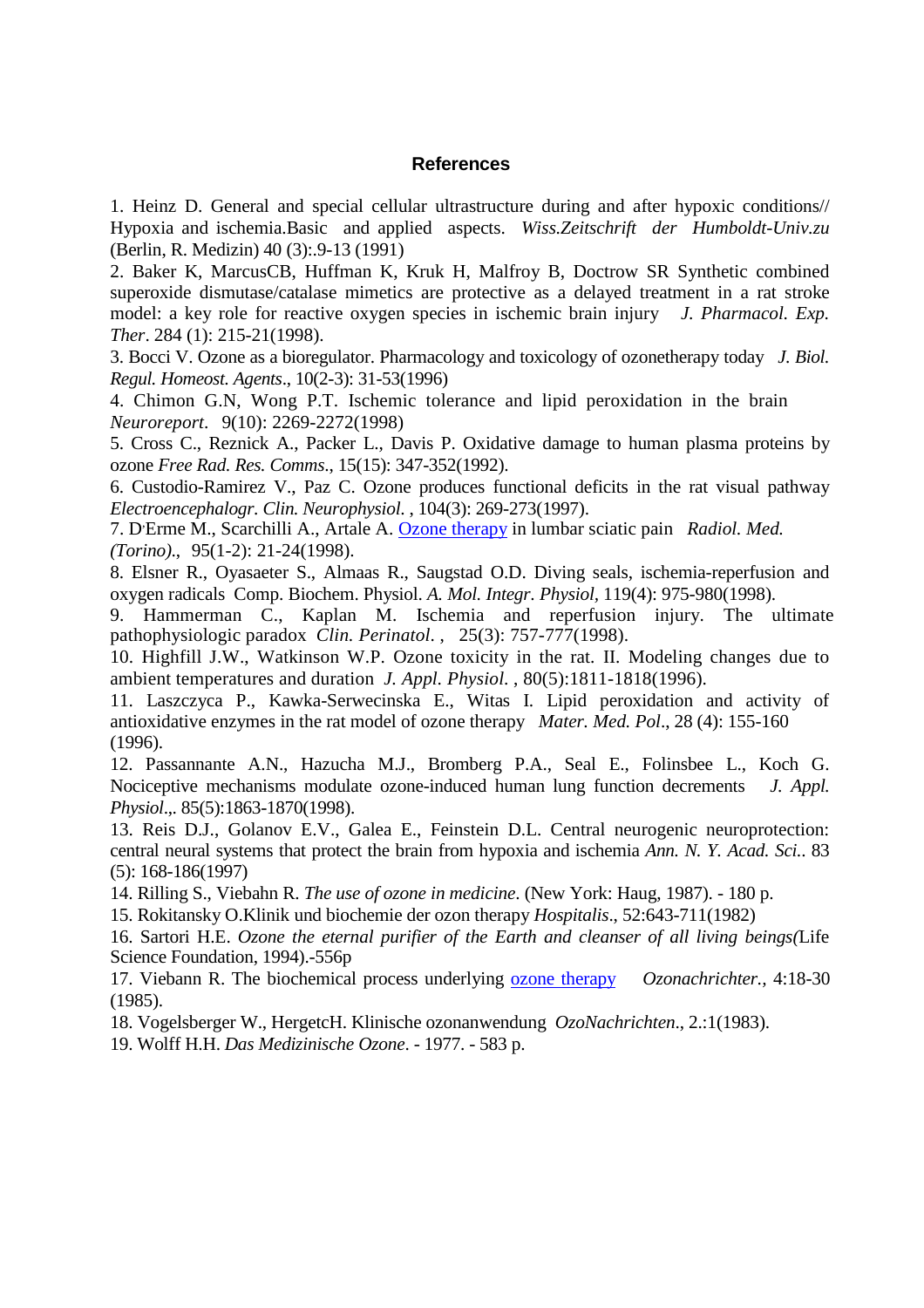## References

1. Heinz D. General and special cellular ultrastructure during and after hypoxic conditions// Hypoxia and ischemia.Basic and applied aspects. *Wiss.Zeitschrift der Humboldt-Univ.zu* (Berlin, R. Medizin) 40 (3):.9-13 (1991)
2. Baker K, MarcusCB, Huffman K, Kruk H, Malfroy B, Doctrow SR Synthetic combined superoxide dismutase/catalase mimetics are protective as a delayed treatment in a rat stroke model: a key role for reactive oxygen species in ischemic brain injury *J. Pharmacol. Exp. Ther*. 284 (1): 215-21(1998).
3. Bocci V. Ozone as a bioregulator. Pharmacology and toxicology of ozonetherapy today *J. Biol. Regul. Homeost. Agents*., 10(2-3): 31-53(1996)
4. Chimon G.N, Wong P.T. Ischemic tolerance and lipid peroxidation in the brain *Neuroreport*. 9(10): 2269-2272(1998)
5. Cross C., Reznick A., Packer L., Davis P. Oxidative damage to human plasma proteins by ozone *Free Rad. Res. Comms*., 15(15): 347-352(1992).
6. Custodio-Ramirez V., Paz C. Ozone produces functional deficits in the rat visual pathway *Electroencephalogr. Clin. Neurophysiol.* , 104(3): 269-273(1997).
7. D'Erme M., Scarchilli A., Artale A. Ozone therapy in lumbar sciatic pain *Radiol. Med. (Torino)*., 95(1-2): 21-24(1998).
8. Elsner R., Oyasaeter S., Almaas R., Saugstad O.D. Diving seals, ischemia-reperfusion and oxygen radicals Comp. Biochem. Physiol. *A. Mol. Integr. Physiol*, 119(4): 975-980(1998).
9. Hammerman C., Kaplan M. Ischemia and reperfusion injury. The ultimate pathophysiologic paradox *Clin. Perinatol.* , 25(3): 757-777(1998).
10. Highfill J.W., Watkinson W.P. Ozone toxicity in the rat. II. Modeling changes due to ambient temperatures and duration *J. Appl. Physiol.* , 80(5):1811-1818(1996).
11. Laszczyca P., Kawka-Serwecinska E., Witas I. Lipid peroxidation and activity of antioxidative enzymes in the rat model of ozone therapy *Mater. Med. Pol*., 28 (4): 155-160 (1996).
12. Passannante A.N., Hazucha M.J., Bromberg P.A., Seal E., Folinsbee L., Koch G. Nociceptive mechanisms modulate ozone-induced human lung function decrements *J. Appl. Physiol*.,. 85(5):1863-1870(1998).
13. Reis D.J., Golanov E.V., Galea E., Feinstein D.L. Central neurogenic neuroprotection: central neural systems that protect the brain from hypoxia and ischemia *Ann. N. Y. Acad. Sci*.. 83 (5): 168-186(1997)
14. Rilling S., Viebahn R. *The use of ozone in medicine*. (New York: Haug, 1987). - 180 p.
15. Rokitansky O.Klinik und biochemie der ozon therapy *Hospitalis*., 52:643-711(1982)
16. Sartori H.E. *Ozone the eternal purifier of the Earth and cleanser of all living beings(*Life Science Foundation, 1994).-556p
17. Viebann R. The biochemical process underlying ozone therapy *Ozonachrichter.*, 4:18-30 (1985).
18. Vogelsberger W., HergetcH. Klinische ozonanwendung *OzoNachrichten*., 2.:1(1983).
19. Wolff H.H. *Das Medizinische Ozone*. - 1977. - 583 p.